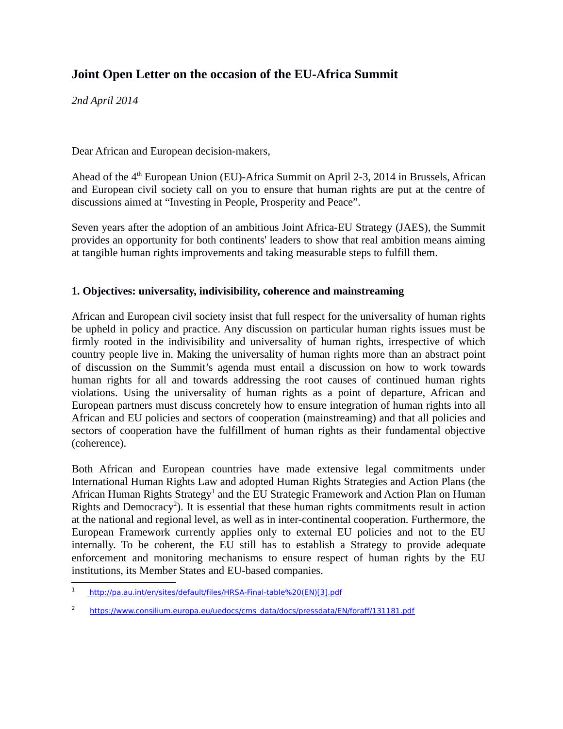# Joint Open Letter on the occasion of the EU-Africa Summit

*2nd April 2014*

Dear African and European decision-makers,

Ahead of the 4th European Union (EU)-Africa Summit on April 2-3, 2014 in Brussels, African and European civil society call on you to ensure that human rights are put at the centre of discussions aimed at "Investing in People, Prosperity and Peace".

Seven years after the adoption of an ambitious Joint Africa-EU Strategy (JAES), the Summit provides an opportunity for both continents' leaders to show that real ambition means aiming at tangible human rights improvements and taking measurable steps to fulfill them.

## 1. Objectives: universality, indivisibility, coherence and mainstreaming

African and European civil society insist that full respect for the universality of human rights be upheld in policy and practice. Any discussion on particular human rights issues must be firmly rooted in the indivisibility and universality of human rights, irrespective of which country people live in. Making the universality of human rights more than an abstract point of discussion on the Summit's agenda must entail a discussion on how to work towards human rights for all and towards addressing the root causes of continued human rights violations. Using the universality of human rights as a point of departure, African and European partners must discuss concretely how to ensure integration of human rights into all African and EU policies and sectors of cooperation (mainstreaming) and that all policies and sectors of cooperation have the fulfillment of human rights as their fundamental objective (coherence).

Both African and European countries have made extensive legal commitments under International Human Rights Law and adopted Human Rights Strategies and Action Plans (the African Human Rights Strategy[1] and the EU Strategic Framework and Action Plan on Human Rights and Democracy[2]). It is essential that these human rights commitments result in action at the national and regional level, as well as in inter-continental cooperation. Furthermore, the European Framework currently applies only to external EU policies and not to the EU internally. To be coherent, the EU still has to establish a Strategy to provide adequate enforcement and monitoring mechanisms to ensure respect of human rights by the EU institutions, its Member States and EU-based companies.

---

1 http://pa.au.int/en/sites/default/files/HRSA-Final-table%20(EN)[3].pdf

2 https://www.consilium.europa.eu/uedocs/cms_data/docs/pressdata/EN/foraff/131181.pdf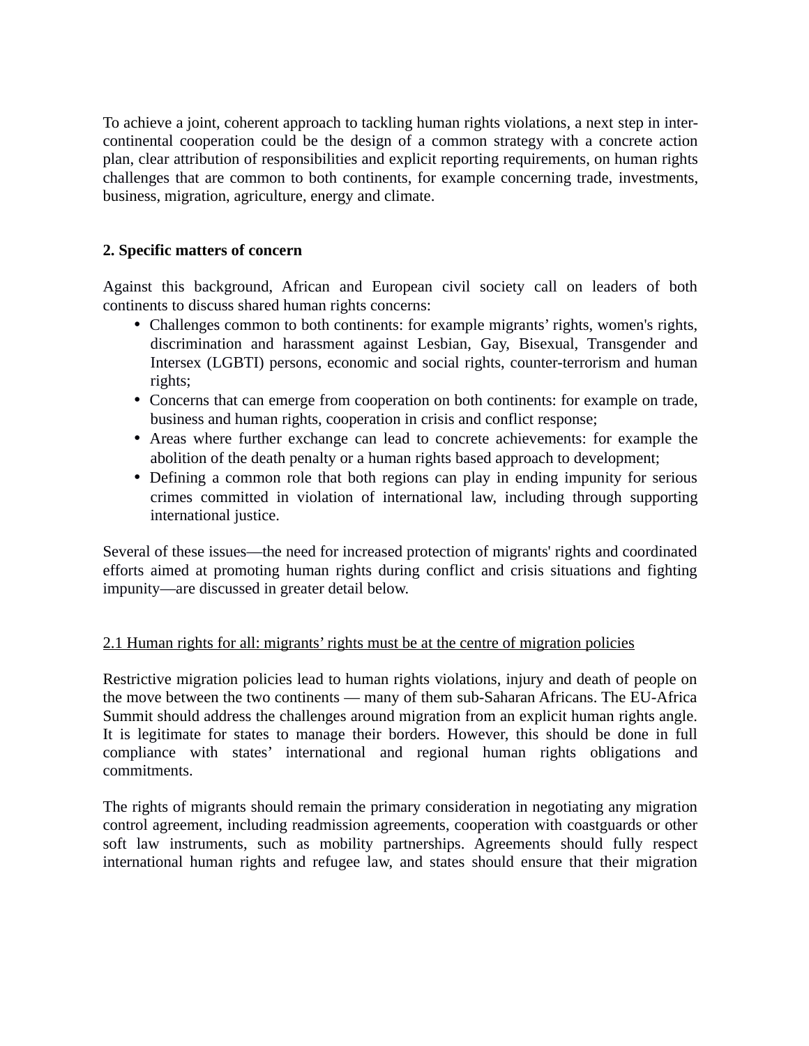To achieve a joint, coherent approach to tackling human rights violations, a next step in inter-continental cooperation could be the design of a common strategy with a concrete action plan, clear attribution of responsibilities and explicit reporting requirements, on human rights challenges that are common to both continents, for example concerning trade, investments, business, migration, agriculture, energy and climate.

## 2. Specific matters of concern

Against this background, African and European civil society call on leaders of both continents to discuss shared human rights concerns:

- Challenges common to both continents: for example migrants' rights, women's rights, discrimination and harassment against Lesbian, Gay, Bisexual, Transgender and Intersex (LGBTI) persons, economic and social rights, counter-terrorism and human rights;
- Concerns that can emerge from cooperation on both continents: for example on trade, business and human rights, cooperation in crisis and conflict response;
- Areas where further exchange can lead to concrete achievements: for example the abolition of the death penalty or a human rights based approach to development;
- Defining a common role that both regions can play in ending impunity for serious crimes committed in violation of international law, including through supporting international justice.

Several of these issues—the need for increased protection of migrants' rights and coordinated efforts aimed at promoting human rights during conflict and crisis situations and fighting impunity—are discussed in greater detail below.

### 2.1 Human rights for all: migrants' rights must be at the centre of migration policies

Restrictive migration policies lead to human rights violations, injury and death of people on the move between the two continents — many of them sub-Saharan Africans. The EU-Africa Summit should address the challenges around migration from an explicit human rights angle. It is legitimate for states to manage their borders. However, this should be done in full compliance with states' international and regional human rights obligations and commitments.

The rights of migrants should remain the primary consideration in negotiating any migration control agreement, including readmission agreements, cooperation with coastguards or other soft law instruments, such as mobility partnerships. Agreements should fully respect international human rights and refugee law, and states should ensure that their migration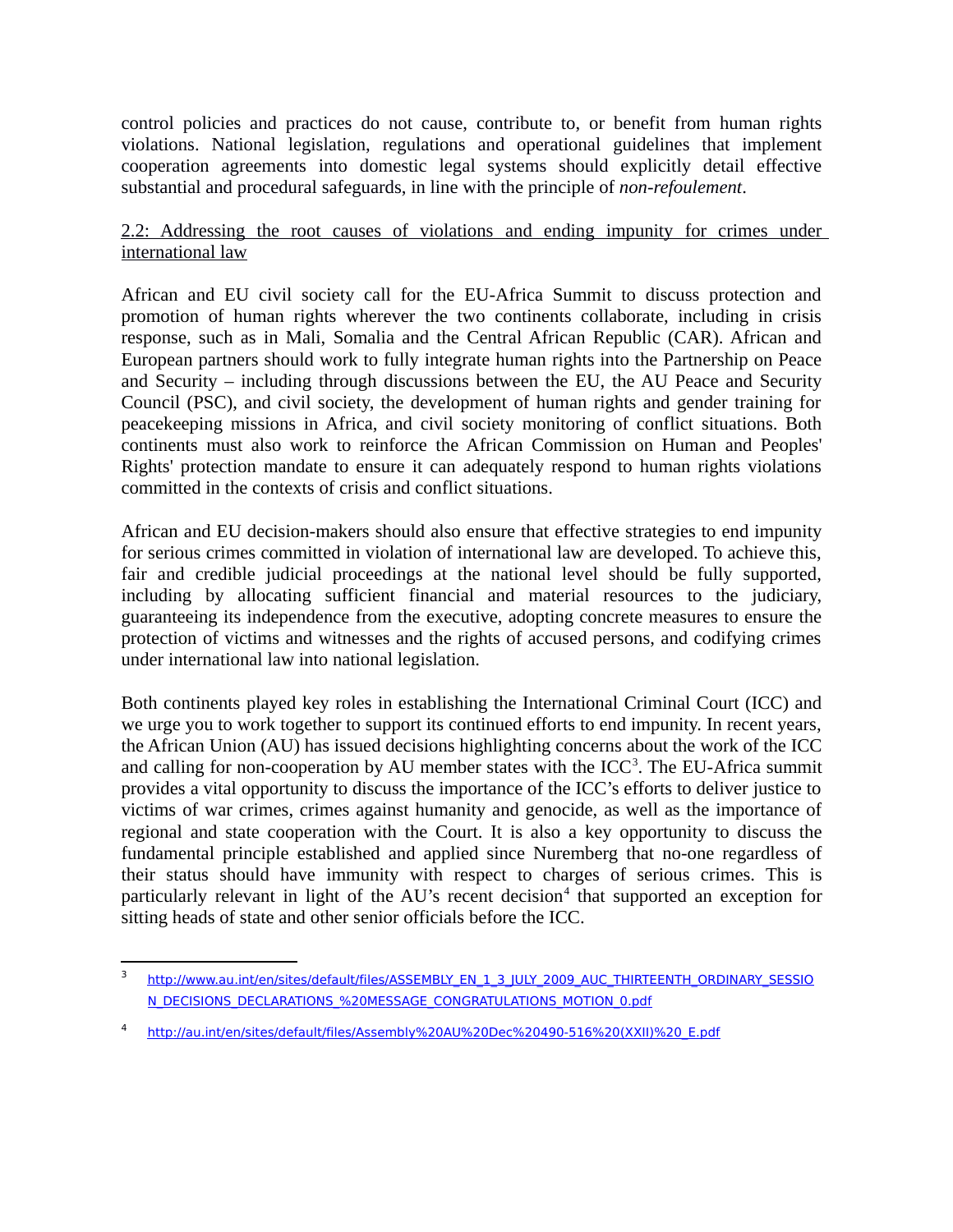control policies and practices do not cause, contribute to, or benefit from human rights violations. National legislation, regulations and operational guidelines that implement cooperation agreements into domestic legal systems should explicitly detail effective substantial and procedural safeguards, in line with the principle of *non-refoulement*.

2.2: Addressing the root causes of violations and ending impunity for crimes under international law

African and EU civil society call for the EU-Africa Summit to discuss protection and promotion of human rights wherever the two continents collaborate, including in crisis response, such as in Mali, Somalia and the Central African Republic (CAR). African and European partners should work to fully integrate human rights into the Partnership on Peace and Security – including through discussions between the EU, the AU Peace and Security Council (PSC), and civil society, the development of human rights and gender training for peacekeeping missions in Africa, and civil society monitoring of conflict situations. Both continents must also work to reinforce the African Commission on Human and Peoples' Rights' protection mandate to ensure it can adequately respond to human rights violations committed in the contexts of crisis and conflict situations.

African and EU decision-makers should also ensure that effective strategies to end impunity for serious crimes committed in violation of international law are developed. To achieve this, fair and credible judicial proceedings at the national level should be fully supported, including by allocating sufficient financial and material resources to the judiciary, guaranteeing its independence from the executive, adopting concrete measures to ensure the protection of victims and witnesses and the rights of accused persons, and codifying crimes under international law into national legislation.

Both continents played key roles in establishing the International Criminal Court (ICC) and we urge you to work together to support its continued efforts to end impunity. In recent years, the African Union (AU) has issued decisions highlighting concerns about the work of the ICC and calling for non-cooperation by AU member states with the ICC[3]. The EU-Africa summit provides a vital opportunity to discuss the importance of the ICC's efforts to deliver justice to victims of war crimes, crimes against humanity and genocide, as well as the importance of regional and state cooperation with the Court. It is also a key opportunity to discuss the fundamental principle established and applied since Nuremberg that no-one regardless of their status should have immunity with respect to charges of serious crimes. This is particularly relevant in light of the AU's recent decision[4] that supported an exception for sitting heads of state and other senior officials before the ICC.

---

[3] http://www.au.int/en/sites/default/files/ASSEMBLY_EN_1_3_JULY_2009_AUC_THIRTEENTH_ORDINARY_SESSION_DECISIONS_DECLARATIONS_%20MESSAGE_CONGRATULATIONS_MOTION_0.pdf

[4] http://au.int/en/sites/default/files/Assembly%20AU%20Dec%20490-516%20(XXII)%20_E.pdf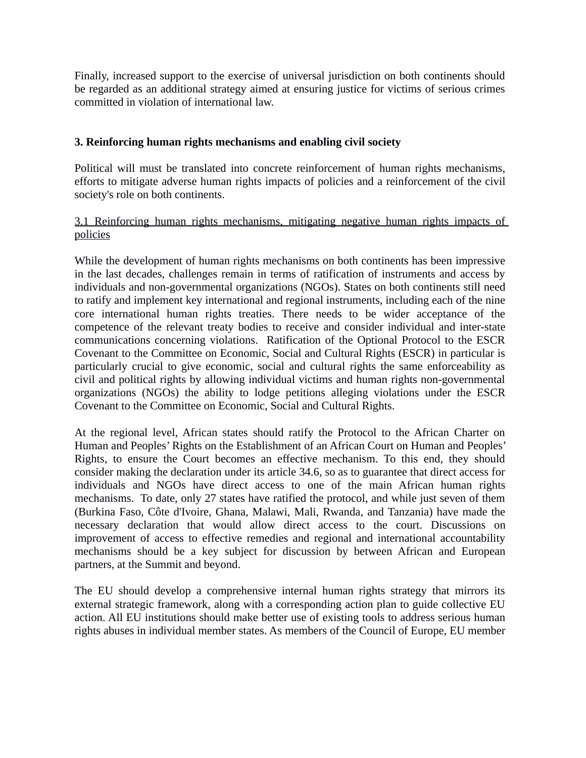Finally, increased support to the exercise of universal jurisdiction on both continents should be regarded as an additional strategy aimed at ensuring justice for victims of serious crimes committed in violation of international law.

## 3. Reinforcing human rights mechanisms and enabling civil society

Political will must be translated into concrete reinforcement of human rights mechanisms, efforts to mitigate adverse human rights impacts of policies and a reinforcement of the civil society's role on both continents.

### 3.1 Reinforcing human rights mechanisms, mitigating negative human rights impacts of policies

While the development of human rights mechanisms on both continents has been impressive in the last decades, challenges remain in terms of ratification of instruments and access by individuals and non-governmental organizations (NGOs). States on both continents still need to ratify and implement key international and regional instruments, including each of the nine core international human rights treaties. There needs to be wider acceptance of the competence of the relevant treaty bodies to receive and consider individual and inter-state communications concerning violations. Ratification of the Optional Protocol to the ESCR Covenant to the Committee on Economic, Social and Cultural Rights (ESCR) in particular is particularly crucial to give economic, social and cultural rights the same enforceability as civil and political rights by allowing individual victims and human rights non-governmental organizations (NGOs) the ability to lodge petitions alleging violations under the ESCR Covenant to the Committee on Economic, Social and Cultural Rights.

At the regional level, African states should ratify the Protocol to the African Charter on Human and Peoples' Rights on the Establishment of an African Court on Human and Peoples' Rights, to ensure the Court becomes an effective mechanism. To this end, they should consider making the declaration under its article 34.6, so as to guarantee that direct access for individuals and NGOs have direct access to one of the main African human rights mechanisms. To date, only 27 states have ratified the protocol, and while just seven of them (Burkina Faso, Côte d'Ivoire, Ghana, Malawi, Mali, Rwanda, and Tanzania) have made the necessary declaration that would allow direct access to the court. Discussions on improvement of access to effective remedies and regional and international accountability mechanisms should be a key subject for discussion by between African and European partners, at the Summit and beyond.

The EU should develop a comprehensive internal human rights strategy that mirrors its external strategic framework, along with a corresponding action plan to guide collective EU action. All EU institutions should make better use of existing tools to address serious human rights abuses in individual member states. As members of the Council of Europe, EU member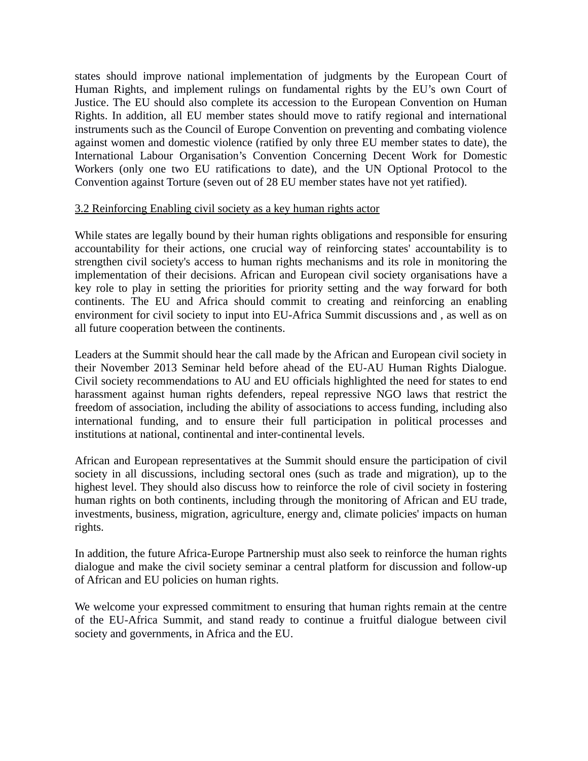states should improve national implementation of judgments by the European Court of Human Rights, and implement rulings on fundamental rights by the EU's own Court of Justice. The EU should also complete its accession to the European Convention on Human Rights. In addition, all EU member states should move to ratify regional and international instruments such as the Council of Europe Convention on preventing and combating violence against women and domestic violence (ratified by only three EU member states to date), the International Labour Organisation's Convention Concerning Decent Work for Domestic Workers (only one two EU ratifications to date), and the UN Optional Protocol to the Convention against Torture (seven out of 28 EU member states have not yet ratified).

3.2 Reinforcing Enabling civil society as a key human rights actor

While states are legally bound by their human rights obligations and responsible for ensuring accountability for their actions, one crucial way of reinforcing states' accountability is to strengthen civil society's access to human rights mechanisms and its role in monitoring the implementation of their decisions. African and European civil society organisations have a key role to play in setting the priorities for priority setting and the way forward for both continents. The EU and Africa should commit to creating and reinforcing an enabling environment for civil society to input into EU-Africa Summit discussions and , as well as on all future cooperation between the continents.

Leaders at the Summit should hear the call made by the African and European civil society in their November 2013 Seminar held before ahead of the EU-AU Human Rights Dialogue. Civil society recommendations to AU and EU officials highlighted the need for states to end harassment against human rights defenders, repeal repressive NGO laws that restrict the freedom of association, including the ability of associations to access funding, including also international funding, and to ensure their full participation in political processes and institutions at national, continental and inter-continental levels.

African and European representatives at the Summit should ensure the participation of civil society in all discussions, including sectoral ones (such as trade and migration), up to the highest level. They should also discuss how to reinforce the role of civil society in fostering human rights on both continents, including through the monitoring of African and EU trade, investments, business, migration, agriculture, energy and, climate policies' impacts on human rights.

In addition, the future Africa-Europe Partnership must also seek to reinforce the human rights dialogue and make the civil society seminar a central platform for discussion and follow-up of African and EU policies on human rights.

We welcome your expressed commitment to ensuring that human rights remain at the centre of the EU-Africa Summit, and stand ready to continue a fruitful dialogue between civil society and governments, in Africa and the EU.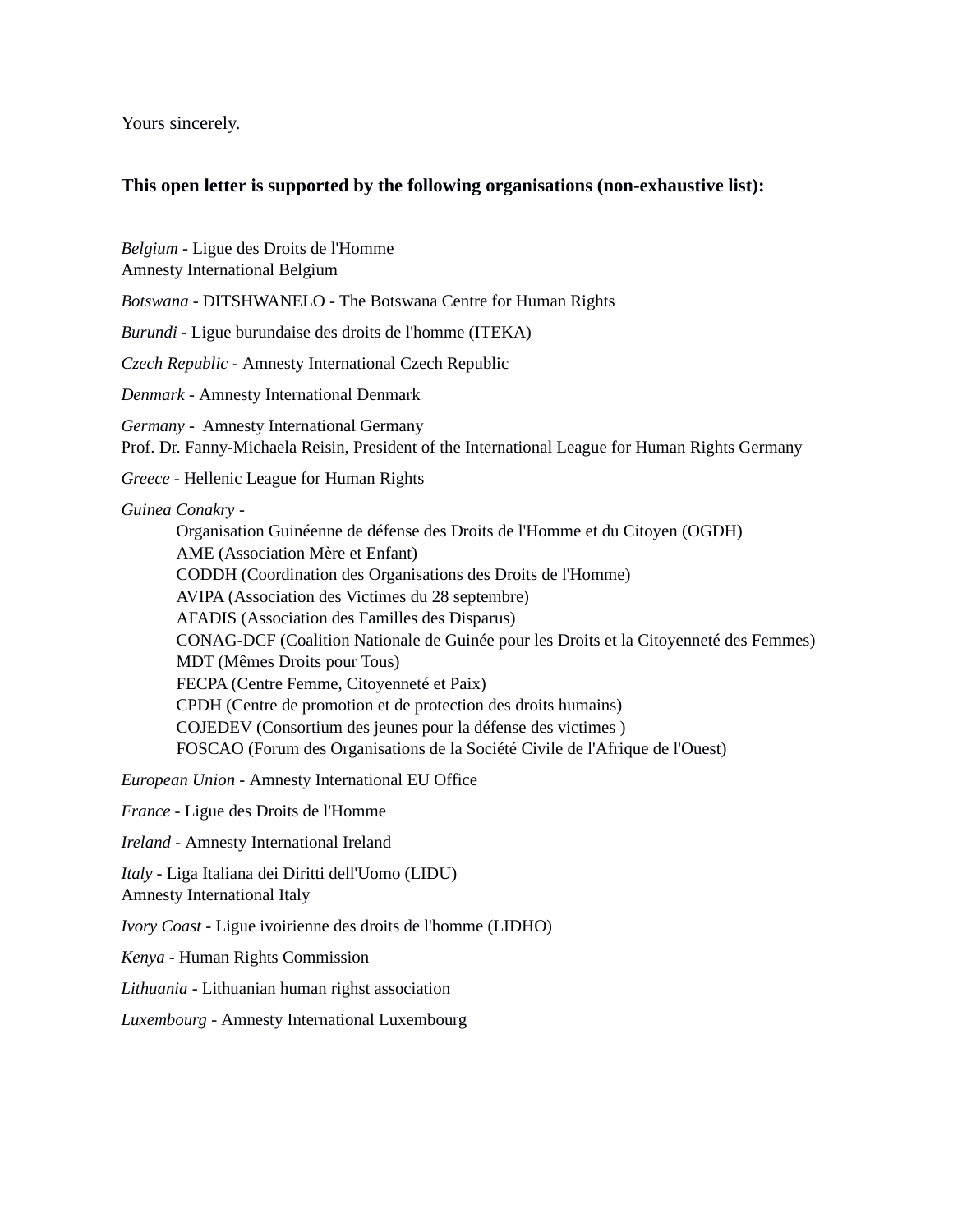Yours sincerely.

**This open letter is supported by the following organisations (non-exhaustive list):**

*Belgium* - Ligue des Droits de l'Homme
Amnesty International Belgium

*Botswana* - DITSHWANELO - The Botswana Centre for Human Rights

*Burundi* - Ligue burundaise des droits de l'homme (ITEKA)

*Czech Republic* - Amnesty International Czech Republic

*Denmark* - Amnesty International Denmark

*Germany* - Amnesty International Germany
Prof. Dr. Fanny-Michaela Reisin, President of the International League for Human Rights Germany

*Greece* - Hellenic League for Human Rights

*Guinea Conakry* -

- Organisation Guinéenne de défense des Droits de l'Homme et du Citoyen (OGDH)
- AME (Association Mère et Enfant)
- CODDH (Coordination des Organisations des Droits de l'Homme)
- AVIPA (Association des Victimes du 28 septembre)
- AFADIS (Association des Familles des Disparus)
- CONAG-DCF (Coalition Nationale de Guinée pour les Droits et la Citoyenneté des Femmes)
- MDT (Mêmes Droits pour Tous)
- FECPA (Centre Femme, Citoyenneté et Paix)
- CPDH (Centre de promotion et de protection des droits humains)
- COJEDEV (Consortium des jeunes pour la défense des victimes )
- FOSCAO (Forum des Organisations de la Société Civile de l'Afrique de l'Ouest)

*European Union* - Amnesty International EU Office

*France* - Ligue des Droits de l'Homme

*Ireland* - Amnesty International Ireland

*Italy* - Liga Italiana dei Diritti dell'Uomo (LIDU)
Amnesty International Italy

*Ivory Coast* - Ligue ivoirienne des droits de l'homme (LIDHO)

*Kenya* - Human Rights Commission

*Lithuania* - Lithuanian human righst association

*Luxembourg* - Amnesty International Luxembourg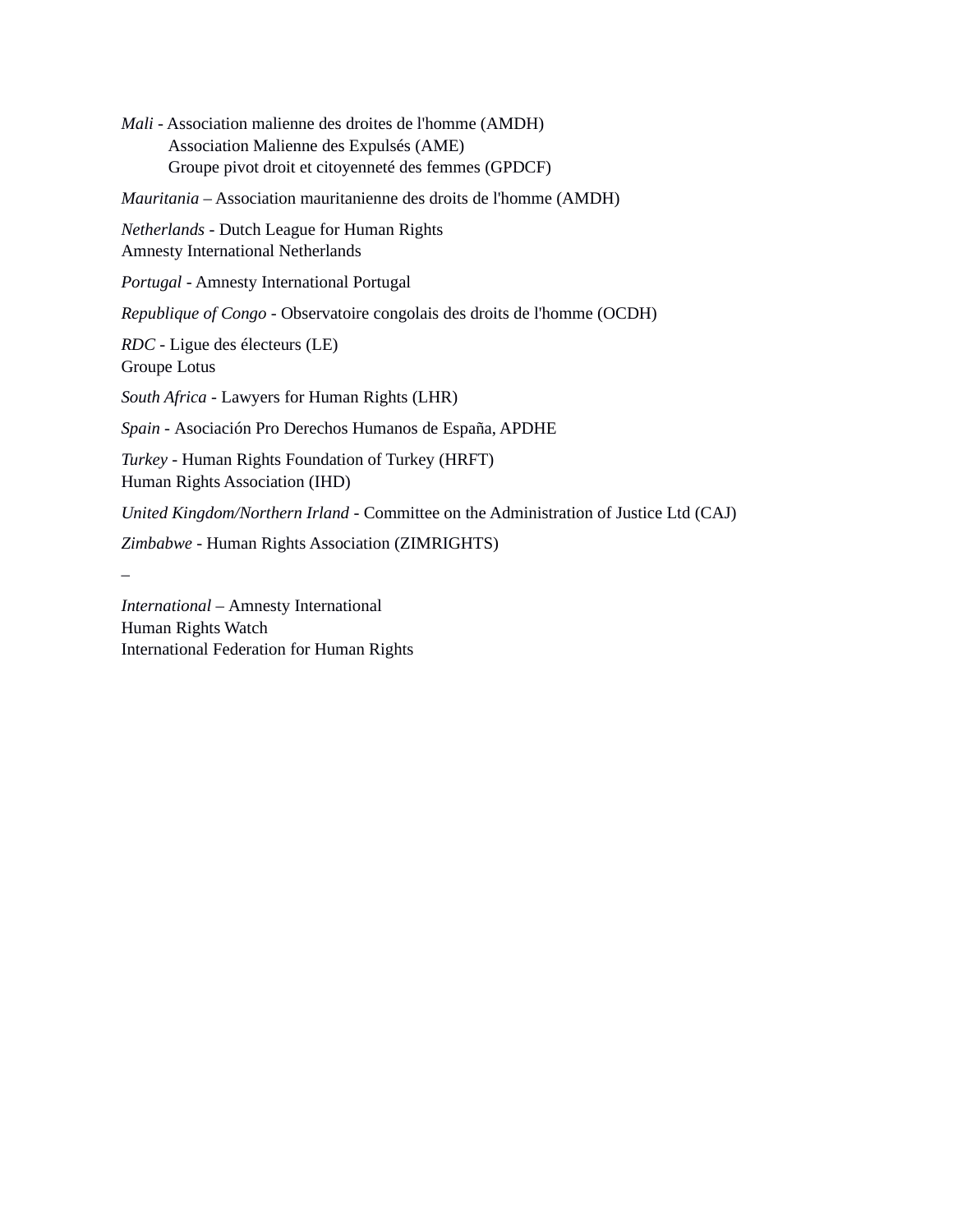*Mali* - Association malienne des droites de l'homme (AMDH)
Association Malienne des Expulsés (AME)
Groupe pivot droit et citoyenneté des femmes (GPDCF)

*Mauritania* – Association mauritanienne des droits de l'homme (AMDH)

*Netherlands* - Dutch League for Human Rights
Amnesty International Netherlands

*Portugal* - Amnesty International Portugal

*Republique of Congo* - Observatoire congolais des droits de l'homme (OCDH)

*RDC* - Ligue des électeurs (LE)
Groupe Lotus

*South Africa* - Lawyers for Human Rights (LHR)

*Spain* - Asociación Pro Derechos Humanos de España, APDHE

*Turkey* - Human Rights Foundation of Turkey (HRFT)
Human Rights Association (IHD)

*United Kingdom/Northern Irland* - Committee on the Administration of Justice Ltd (CAJ)

*Zimbabwe* - Human Rights Association (ZIMRIGHTS)

–

*International* – Amnesty International
Human Rights Watch
International Federation for Human Rights